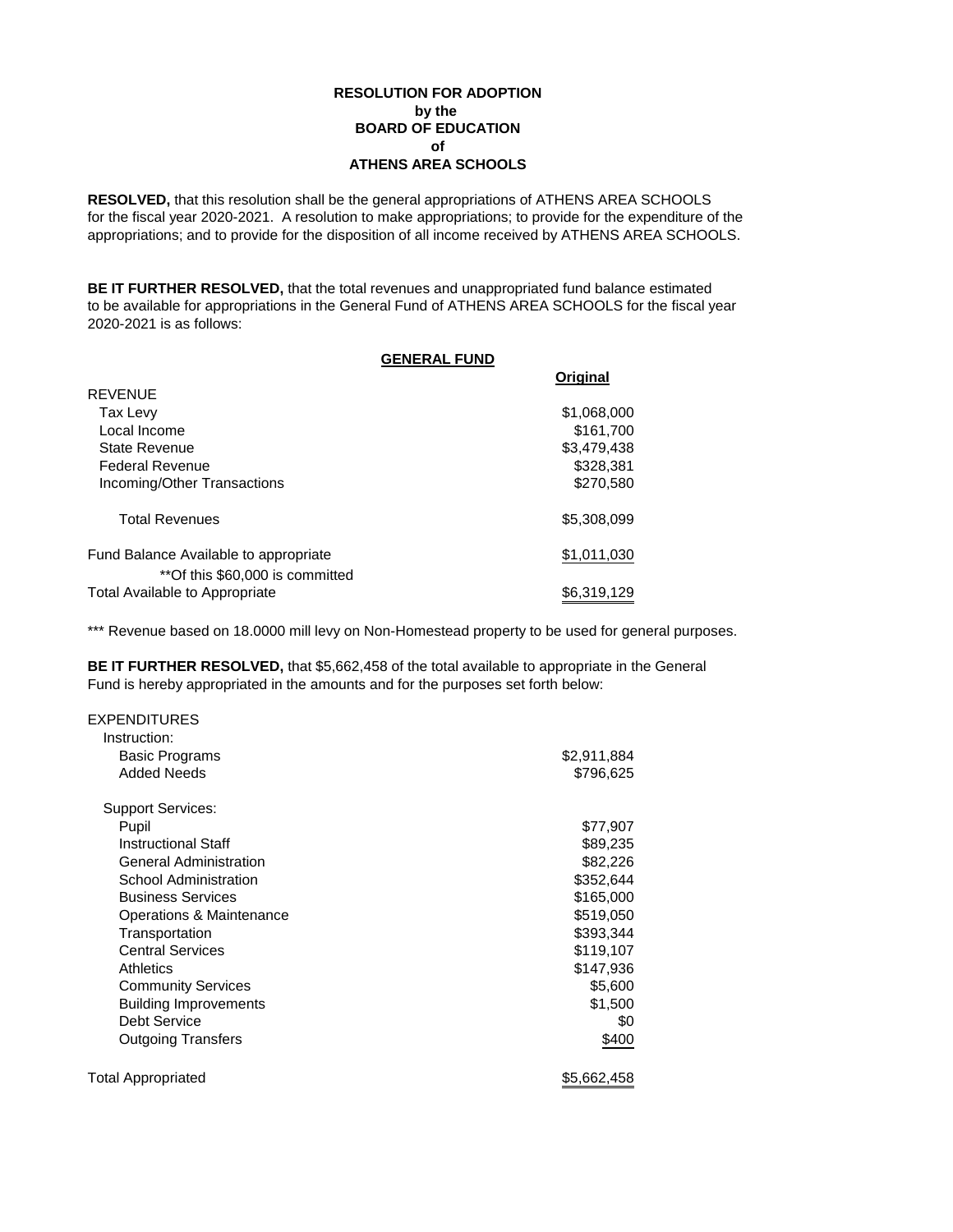**RESOLUTION FOR ADOPTION**
**by the**
**BOARD OF EDUCATION**
**of**
**ATHENS AREA SCHOOLS**

**RESOLVED,** that this resolution shall be the general appropriations of ATHENS AREA SCHOOLS for the fiscal year 2020-2021. A resolution to make appropriations; to provide for the expenditure of the appropriations; and to provide for the disposition of all income received by ATHENS AREA SCHOOLS.

**BE IT FURTHER RESOLVED,** that the total revenues and unappropriated fund balance estimated to be available for appropriations in the General Fund of ATHENS AREA SCHOOLS for the fiscal year 2020-2021 is as follows:

**GENERAL FUND**

| | **Original** |
|---|---|
| REVENUE | |
| Tax Levy | $1,068,000 |
| Local Income | $161,700 |
| State Revenue | $3,479,438 |
| Federal Revenue | $328,381 |
| Incoming/Other Transactions | $270,580 |
| Total Revenues | $5,308,099 |
| Fund Balance Available to appropriate | $1,011,030 |
| **Of this $60,000 is committed | |
| Total Available to Appropriate | $6,319,129 |

*** Revenue based on 18.0000 mill levy on Non-Homestead property to be used for general purposes.

**BE IT FURTHER RESOLVED,** that $5,662,458 of the total available to appropriate in the General Fund is hereby appropriated in the amounts and for the purposes set forth below:

| | |
|---|---|
| EXPENDITURES | |
| Instruction: | |
| Basic Programs | $2,911,884 |
| Added Needs | $796,625 |
| Support Services: | |
| Pupil | $77,907 |
| Instructional Staff | $89,235 |
| General Administration | $82,226 |
| School Administration | $352,644 |
| Business Services | $165,000 |
| Operations & Maintenance | $519,050 |
| Transportation | $393,344 |
| Central Services | $119,107 |
| Athletics | $147,936 |
| Community Services | $5,600 |
| Building Improvements | $1,500 |
| Debt Service | $0 |
| Outgoing Transfers | $400 |
| Total Appropriated | $5,662,458 |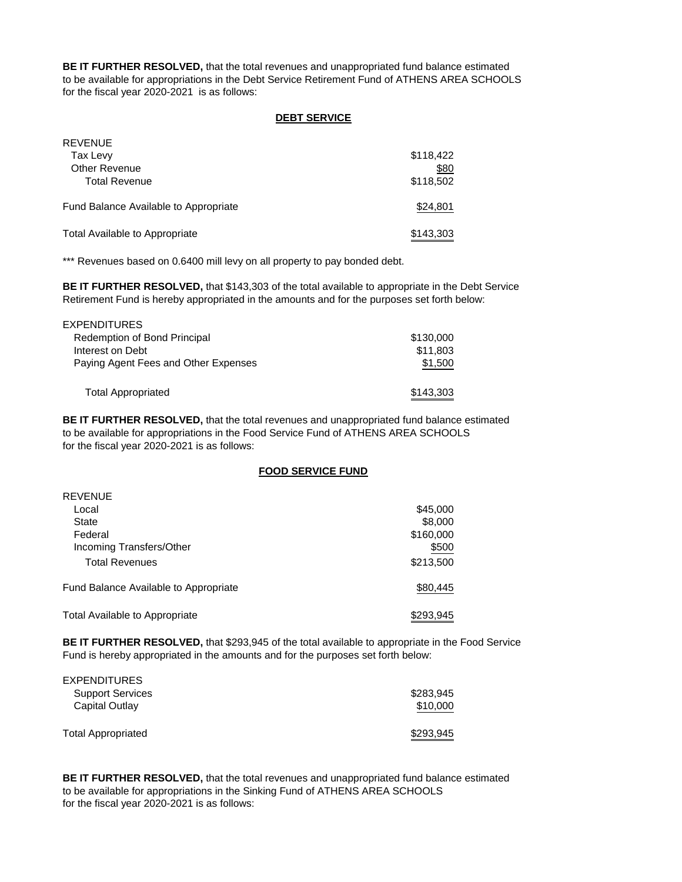**BE IT FURTHER RESOLVED,** that the total revenues and unappropriated fund balance estimated to be available for appropriations in the Debt Service Retirement Fund of ATHENS AREA SCHOOLS for the fiscal year 2020-2021 is as follows:

## DEBT SERVICE

| | |
|---|---|
| REVENUE | |
| Tax Levy | $118,422 |
| Other Revenue | $80 |
| Total Revenue | $118,502 |
| Fund Balance Available to Appropriate | $24,801 |
| Total Available to Appropriate | $143,303 |

*** Revenues based on 0.6400 mill levy on all property to pay bonded debt.

**BE IT FURTHER RESOLVED,** that $143,303 of the total available to appropriate in the Debt Service Retirement Fund is hereby appropriated in the amounts and for the purposes set forth below:

| | |
|---|---|
| EXPENDITURES | |
| Redemption of Bond Principal | $130,000 |
| Interest on Debt | $11,803 |
| Paying Agent Fees and Other Expenses | $1,500 |
| Total Appropriated | $143,303 |

**BE IT FURTHER RESOLVED,** that the total revenues and unappropriated fund balance estimated to be available for appropriations in the Food Service Fund of ATHENS AREA SCHOOLS for the fiscal year 2020-2021 is as follows:

## FOOD SERVICE FUND

| | |
|---|---|
| REVENUE | |
| Local | $45,000 |
| State | $8,000 |
| Federal | $160,000 |
| Incoming Transfers/Other | $500 |
| Total Revenues | $213,500 |
| Fund Balance Available to Appropriate | $80,445 |
| Total Available to Appropriate | $293,945 |

**BE IT FURTHER RESOLVED,** that $293,945 of the total available to appropriate in the Food Service Fund is hereby appropriated in the amounts and for the purposes set forth below:

| | |
|---|---|
| EXPENDITURES | |
| Support Services | $283,945 |
| Capital Outlay | $10,000 |
| Total Appropriated | $293,945 |

**BE IT FURTHER RESOLVED,** that the total revenues and unappropriated fund balance estimated to be available for appropriations in the Sinking Fund of ATHENS AREA SCHOOLS for the fiscal year 2020-2021 is as follows: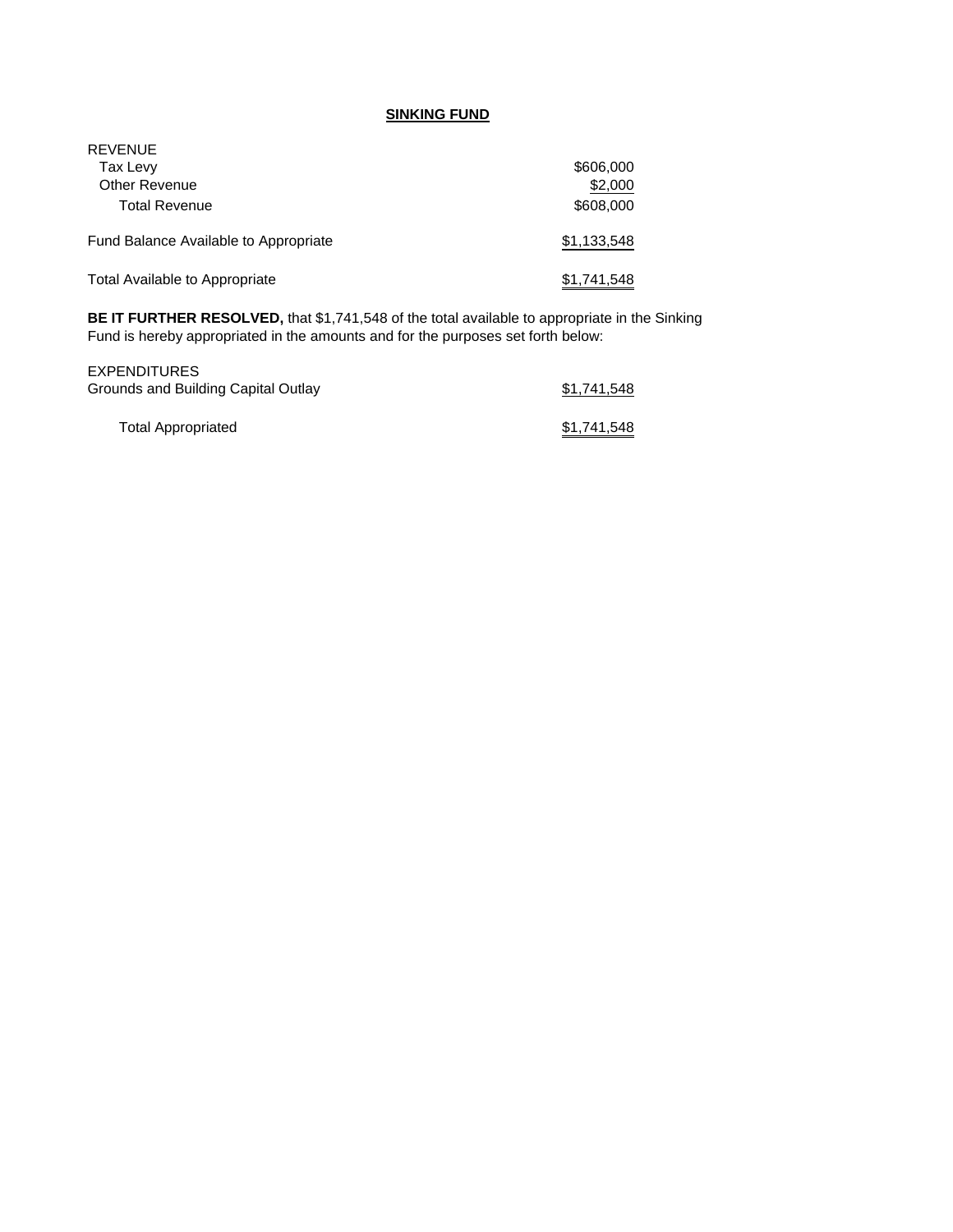## SINKING FUND

| | |
|---|---|
| REVENUE | |
| Tax Levy | $606,000 |
| Other Revenue | $2,000 |
| Total Revenue | $608,000 |
| | |
| Fund Balance Available to Appropriate | $1,133,548 |
| | |
| Total Available to Appropriate | $1,741,548 |

**BE IT FURTHER RESOLVED,** that $1,741,548 of the total available to appropriate in the Sinking Fund is hereby appropriated in the amounts and for the purposes set forth below:

| | |
|---|---|
| EXPENDITURES | |
| Grounds and Building Capital Outlay | $1,741,548 |
| | |
| Total Appropriated | $1,741,548 |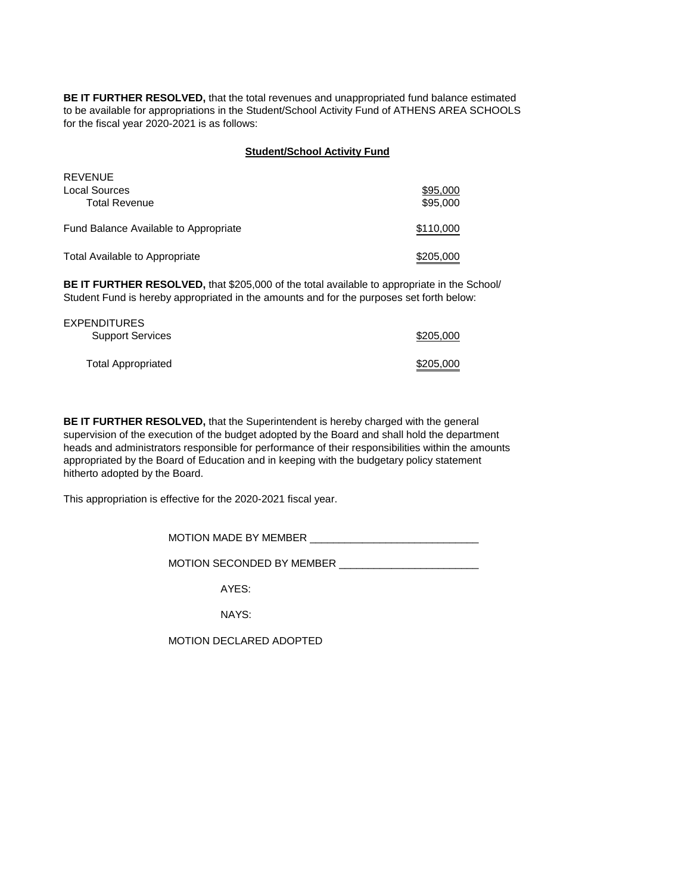**BE IT FURTHER RESOLVED,** that the total revenues and unappropriated fund balance estimated to be available for appropriations in the Student/School Activity Fund of ATHENS AREA SCHOOLS for the fiscal year 2020-2021 is as follows:

**Student/School Activity Fund**

| | |
|---|---|
| REVENUE | |
| Local Sources | $95,000 |
| Total Revenue | $95,000 |
| Fund Balance Available to Appropriate | $110,000 |
| Total Available to Appropriate | $205,000 |

**BE IT FURTHER RESOLVED,** that $205,000 of the total available to appropriate in the School/ Student Fund is hereby appropriated in the amounts and for the purposes set forth below:

| | |
|---|---|
| EXPENDITURES | |
| Support Services | $205,000 |
| Total Appropriated | $205,000 |

**BE IT FURTHER RESOLVED,** that the Superintendent is hereby charged with the general supervision of the execution of the budget adopted by the Board and shall hold the department heads and administrators responsible for performance of their responsibilities within the amounts appropriated by the Board of Education and in keeping with the budgetary policy statement hitherto adopted by the Board.

This appropriation is effective for the 2020-2021 fiscal year.

MOTION MADE BY MEMBER ______________________________

MOTION SECONDED BY MEMBER _________________________

AYES:

NAYS:

MOTION DECLARED ADOPTED